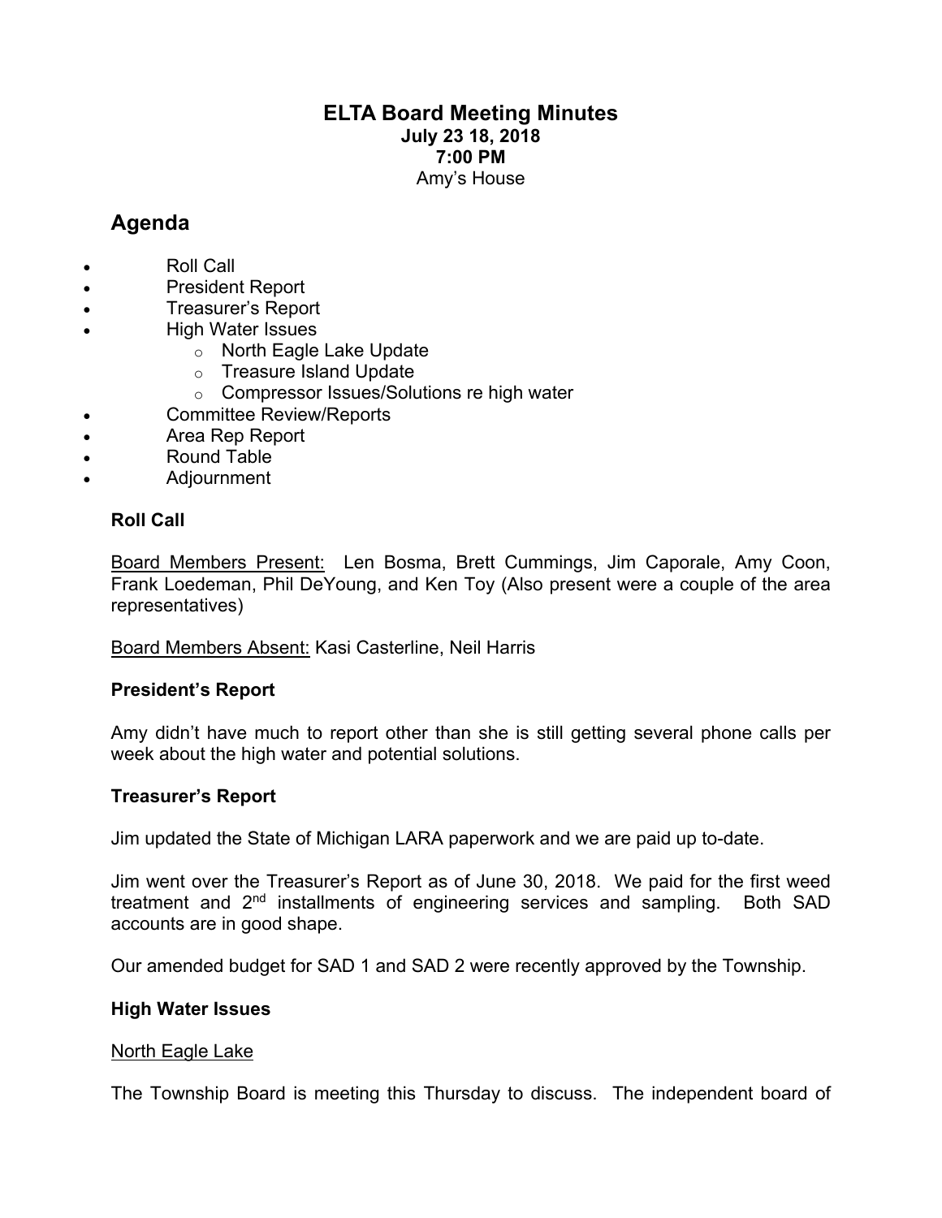# ELTA Board Meeting Minutes

**July 23 18, 2018**
**7:00 PM**
Amy's House

## Agenda

- Roll Call
- President Report
- Treasurer's Report
- High Water Issues
  - North Eagle Lake Update
  - Treasure Island Update
  - Compressor Issues/Solutions re high water
- Committee Review/Reports
- Area Rep Report
- Round Table
- Adjournment

### Roll Call

Board Members Present: Len Bosma, Brett Cummings, Jim Caporale, Amy Coon, Frank Loedeman, Phil DeYoung, and Ken Toy (Also present were a couple of the area representatives)

Board Members Absent: Kasi Casterline, Neil Harris

### President's Report

Amy didn't have much to report other than she is still getting several phone calls per week about the high water and potential solutions.

### Treasurer's Report

Jim updated the State of Michigan LARA paperwork and we are paid up to-date.

Jim went over the Treasurer's Report as of June 30, 2018. We paid for the first weed treatment and 2nd installments of engineering services and sampling. Both SAD accounts are in good shape.

Our amended budget for SAD 1 and SAD 2 were recently approved by the Township.

### High Water Issues

North Eagle Lake

The Township Board is meeting this Thursday to discuss. The independent board of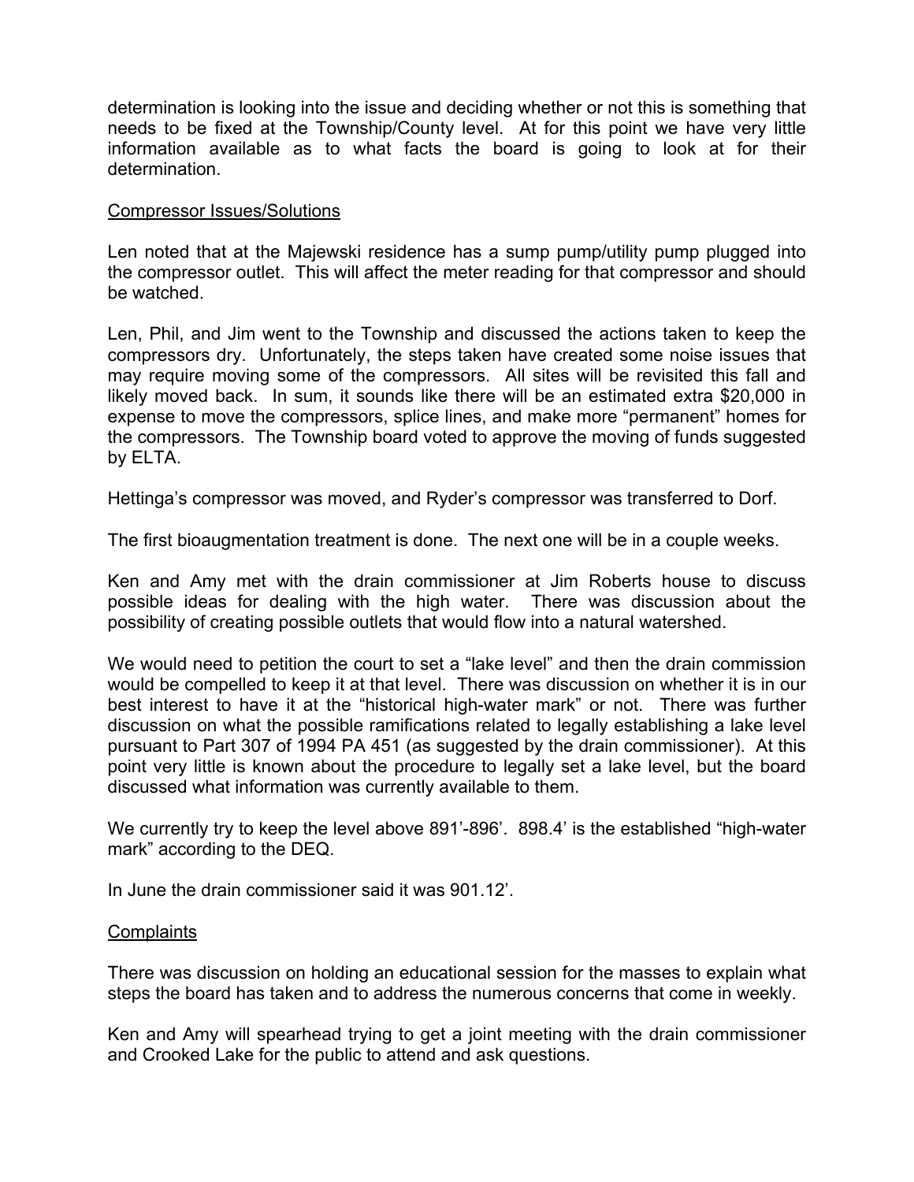determination is looking into the issue and deciding whether or not this is something that needs to be fixed at the Township/County level. At for this point we have very little information available as to what facts the board is going to look at for their determination.

Compressor Issues/Solutions

Len noted that at the Majewski residence has a sump pump/utility pump plugged into the compressor outlet. This will affect the meter reading for that compressor and should be watched.

Len, Phil, and Jim went to the Township and discussed the actions taken to keep the compressors dry. Unfortunately, the steps taken have created some noise issues that may require moving some of the compressors. All sites will be revisited this fall and likely moved back. In sum, it sounds like there will be an estimated extra $20,000 in expense to move the compressors, splice lines, and make more "permanent" homes for the compressors. The Township board voted to approve the moving of funds suggested by ELTA.

Hettinga's compressor was moved, and Ryder's compressor was transferred to Dorf.

The first bioaugmentation treatment is done. The next one will be in a couple weeks.

Ken and Amy met with the drain commissioner at Jim Roberts house to discuss possible ideas for dealing with the high water. There was discussion about the possibility of creating possible outlets that would flow into a natural watershed.

We would need to petition the court to set a "lake level" and then the drain commission would be compelled to keep it at that level. There was discussion on whether it is in our best interest to have it at the "historical high-water mark" or not. There was further discussion on what the possible ramifications related to legally establishing a lake level pursuant to Part 307 of 1994 PA 451 (as suggested by the drain commissioner). At this point very little is known about the procedure to legally set a lake level, but the board discussed what information was currently available to them.

We currently try to keep the level above 891'-896'. 898.4' is the established "high-water mark" according to the DEQ.

In June the drain commissioner said it was 901.12'.

Complaints

There was discussion on holding an educational session for the masses to explain what steps the board has taken and to address the numerous concerns that come in weekly.

Ken and Amy will spearhead trying to get a joint meeting with the drain commissioner and Crooked Lake for the public to attend and ask questions.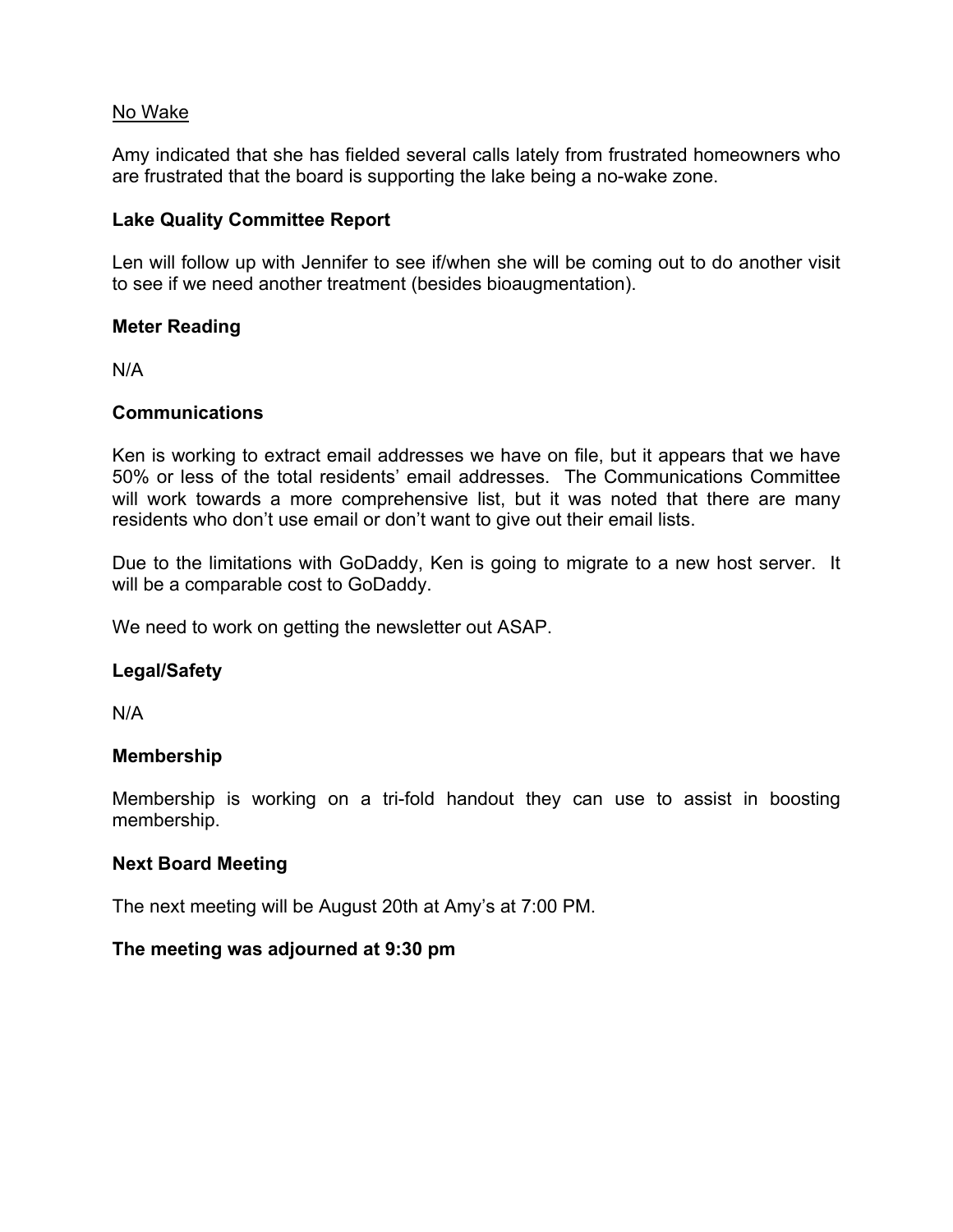<u>No Wake</u>

Amy indicated that she has fielded several calls lately from frustrated homeowners who are frustrated that the board is supporting the lake being a no-wake zone.

**Lake Quality Committee Report**

Len will follow up with Jennifer to see if/when she will be coming out to do another visit to see if we need another treatment (besides bioaugmentation).

**Meter Reading**

N/A

**Communications**

Ken is working to extract email addresses we have on file, but it appears that we have 50% or less of the total residents' email addresses. The Communications Committee will work towards a more comprehensive list, but it was noted that there are many residents who don't use email or don't want to give out their email lists.

Due to the limitations with GoDaddy, Ken is going to migrate to a new host server. It will be a comparable cost to GoDaddy.

We need to work on getting the newsletter out ASAP.

**Legal/Safety**

N/A

**Membership**

Membership is working on a tri-fold handout they can use to assist in boosting membership.

**Next Board Meeting**

The next meeting will be August 20th at Amy's at 7:00 PM.

**The meeting was adjourned at 9:30 pm**